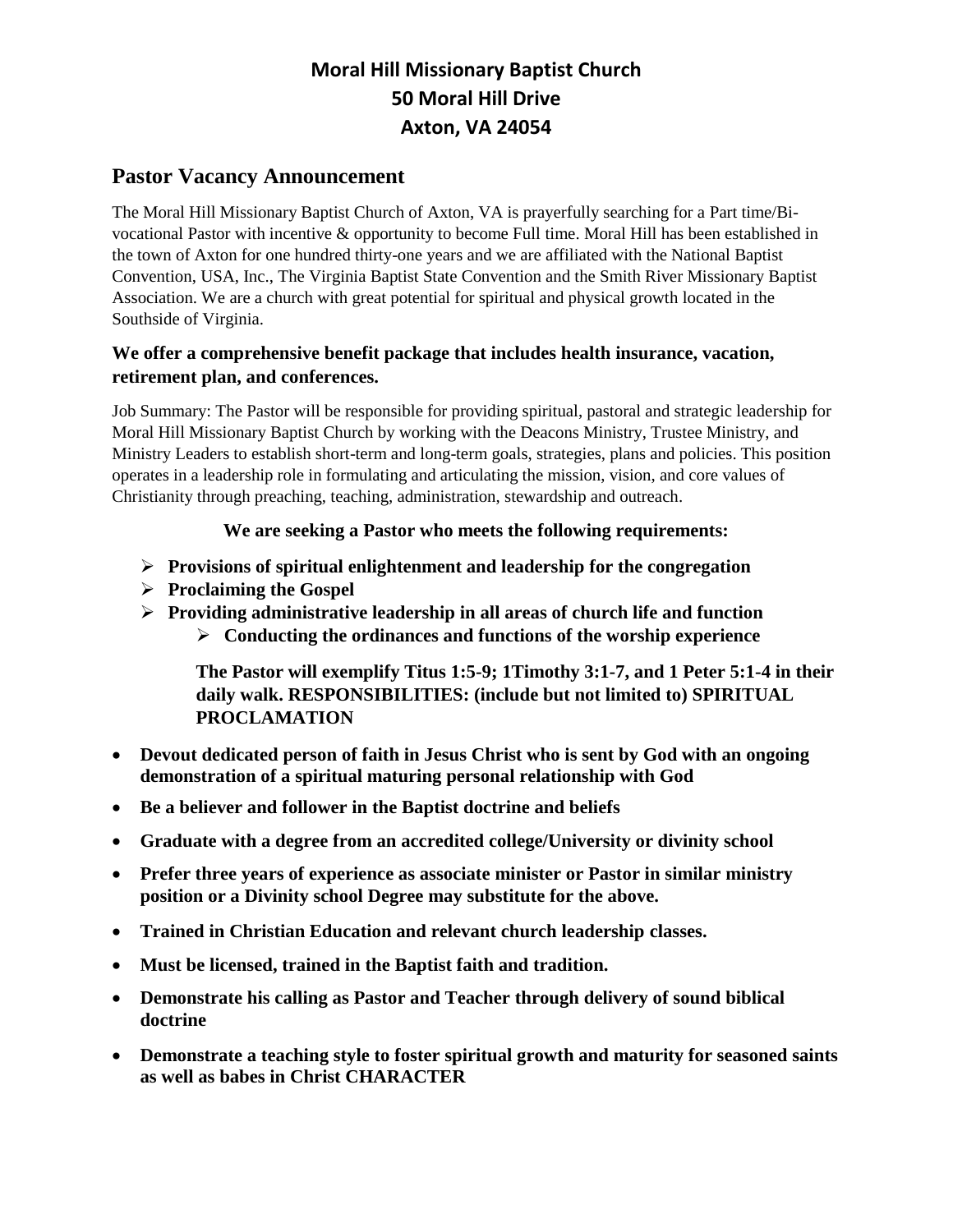# Moral Hill Missionary Baptist Church
# 50 Moral Hill Drive
# Axton, VA 24054

## Pastor Vacancy Announcement

The Moral Hill Missionary Baptist Church of Axton, VA is prayerfully searching for a Part time/Bi-vocational Pastor with incentive & opportunity to become Full time. Moral Hill has been established in the town of Axton for one hundred thirty-one years and we are affiliated with the National Baptist Convention, USA, Inc., The Virginia Baptist State Convention and the Smith River Missionary Baptist Association. We are a church with great potential for spiritual and physical growth located in the Southside of Virginia.

### We offer a comprehensive benefit package that includes health insurance, vacation, retirement plan, and conferences.

Job Summary: The Pastor will be responsible for providing spiritual, pastoral and strategic leadership for Moral Hill Missionary Baptist Church by working with the Deacons Ministry, Trustee Ministry, and Ministry Leaders to establish short-term and long-term goals, strategies, plans and policies. This position operates in a leadership role in formulating and articulating the mission, vision, and core values of Christianity through preaching, teaching, administration, stewardship and outreach.

**We are seeking a Pastor who meets the following requirements:**

- **Provisions of spiritual enlightenment and leadership for the congregation**
- **Proclaiming the Gospel**
- **Providing administrative leadership in all areas of church life and function**
  - **Conducting the ordinances and functions of the worship experience**

**The Pastor will exemplify Titus 1:5-9; 1Timothy 3:1-7, and 1 Peter 5:1-4 in their daily walk. RESPONSIBILITIES: (include but not limited to) SPIRITUAL PROCLAMATION**

- **Devout dedicated person of faith in Jesus Christ who is sent by God with an ongoing demonstration of a spiritual maturing personal relationship with God**
- **Be a believer and follower in the Baptist doctrine and beliefs**
- **Graduate with a degree from an accredited college/University or divinity school**
- **Prefer three years of experience as associate minister or Pastor in similar ministry position or a Divinity school Degree may substitute for the above.**
- **Trained in Christian Education and relevant church leadership classes.**
- **Must be licensed, trained in the Baptist faith and tradition.**
- **Demonstrate his calling as Pastor and Teacher through delivery of sound biblical doctrine**
- **Demonstrate a teaching style to foster spiritual growth and maturity for seasoned saints as well as babes in Christ CHARACTER**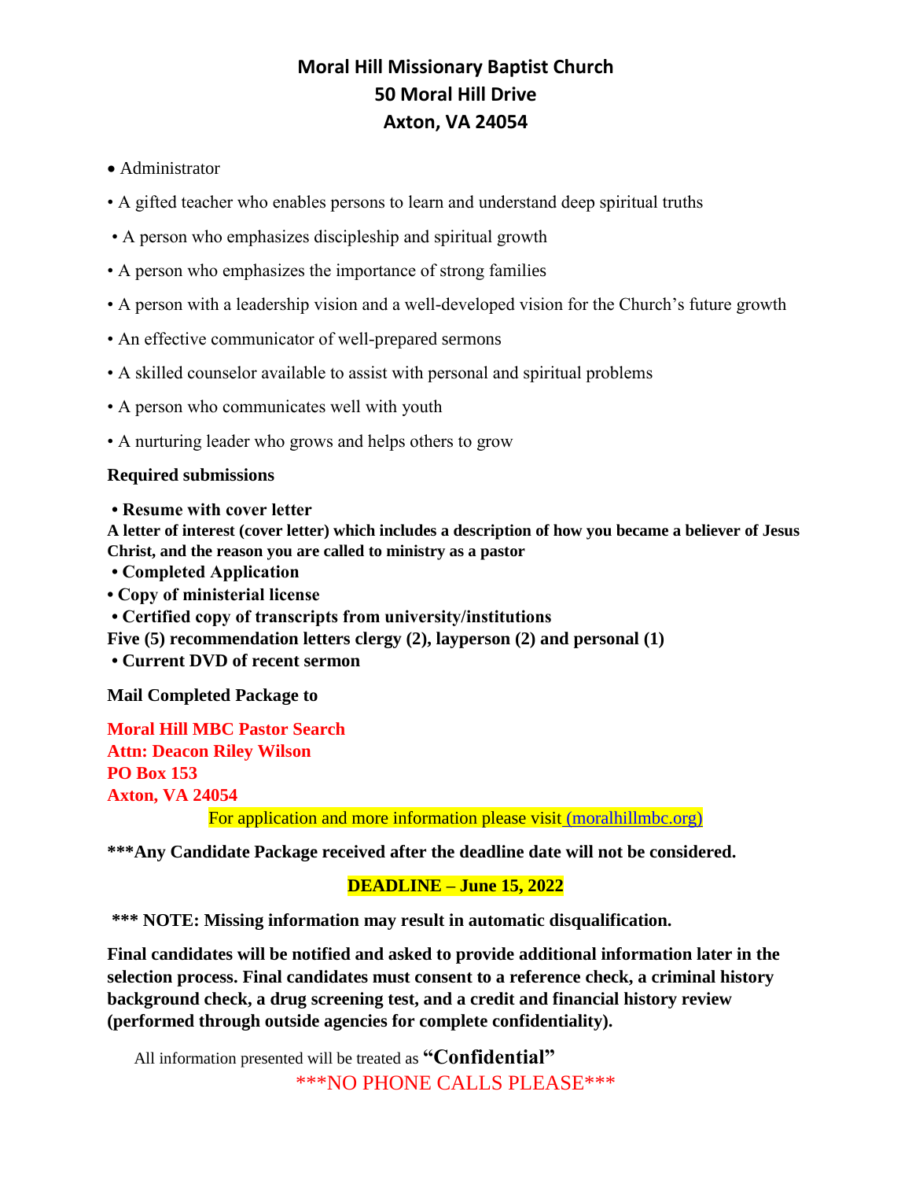# Moral Hill Missionary Baptist Church
# 50 Moral Hill Drive
# Axton, VA 24054

- Administrator
- A gifted teacher who enables persons to learn and understand deep spiritual truths
- A person who emphasizes discipleship and spiritual growth
- A person who emphasizes the importance of strong families
- A person with a leadership vision and a well-developed vision for the Church's future growth
- An effective communicator of well-prepared sermons
- A skilled counselor available to assist with personal and spiritual problems
- A person who communicates well with youth
- A nurturing leader who grows and helps others to grow

**Required submissions**

- **Resume with cover letter**

**A letter of interest (cover letter) which includes a description of how you became a believer of Jesus Christ, and the reason you are called to ministry as a pastor**

- **Completed Application**
- **Copy of ministerial license**
- **Certified copy of transcripts from university/institutions**

**Five (5) recommendation letters clergy (2), layperson (2) and personal (1)**

- **Current DVD of recent sermon**

**Mail Completed Package to**

**Moral Hill MBC Pastor Search**
**Attn: Deacon Riley Wilson**
**PO Box 153**
**Axton, VA 24054**

For application and more information please visit (moralhillmbc.org)

**\*\*\*Any Candidate Package received after the deadline date will not be considered.**

**DEADLINE – June 15, 2022**

**\*\*\* NOTE: Missing information may result in automatic disqualification.**

**Final candidates will be notified and asked to provide additional information later in the selection process. Final candidates must consent to a reference check, a criminal history background check, a drug screening test, and a credit and financial history review (performed through outside agencies for complete confidentiality).**

All information presented will be treated as **"Confidential"**

\*\*\*NO PHONE CALLS PLEASE\*\*\*